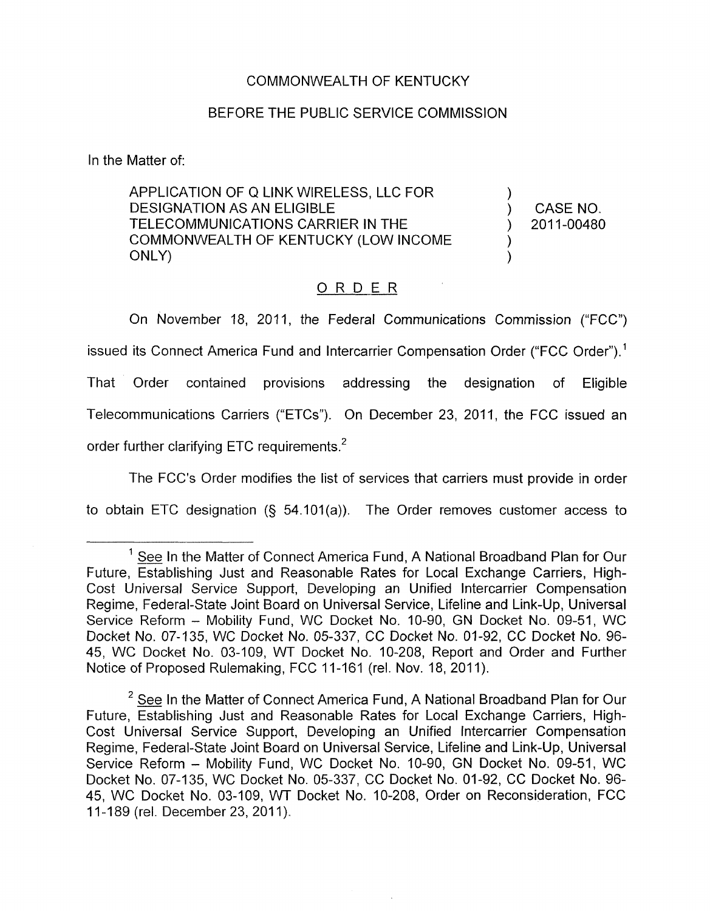COMMONWEALTH OF KENTUCKY

BEFORE THE PUBLIC SERVICE COMMISSION

In the Matter of:

| | | |
|---|---|---|
| APPLICATION OF Q LINK WIRELESS, LLC FOR DESIGNATION AS AN ELIGIBLE TELECOMMUNICATIONS CARRIER IN THE COMMONWEALTH OF KENTUCKY (LOW INCOME ONLY) | ) ) ) ) ) | CASE NO. 2011-00480 |

## ORDER

On November 18, 2011, the Federal Communications Commission ("FCC") issued its Connect America Fund and Intercarrier Compensation Order ("FCC Order").[1] That Order contained provisions addressing the designation of Eligible Telecommunications Carriers ("ETCs"). On December 23, 2011, the FCC issued an order further clarifying ETC requirements.[2]

The FCC's Order modifies the list of services that carriers must provide in order to obtain ETC designation (§ 54.101(a)). The Order removes customer access to

---

[1] See In the Matter of Connect America Fund, A National Broadband Plan for Our Future, Establishing Just and Reasonable Rates for Local Exchange Carriers, High-Cost Universal Service Support, Developing an Unified Intercarrier Compensation Regime, Federal-State Joint Board on Universal Service, Lifeline and Link-Up, Universal Service Reform – Mobility Fund, WC Docket No. 10-90, GN Docket No. 09-51, WC Docket No. 07-135, WC Docket No. 05-337, CC Docket No. 01-92, CC Docket No. 96-45, WC Docket No. 03-109, WT Docket No. 10-208, Report and Order and Further Notice of Proposed Rulemaking, FCC 11-161 (rel. Nov. 18, 2011).

[2] See In the Matter of Connect America Fund, A National Broadband Plan for Our Future, Establishing Just and Reasonable Rates for Local Exchange Carriers, High-Cost Universal Service Support, Developing an Unified Intercarrier Compensation Regime, Federal-State Joint Board on Universal Service, Lifeline and Link-Up, Universal Service Reform – Mobility Fund, WC Docket No. 10-90, GN Docket No. 09-51, WC Docket No. 07-135, WC Docket No. 05-337, CC Docket No. 01-92, CC Docket No. 96-45, WC Docket No. 03-109, WT Docket No. 10-208, Order on Reconsideration, FCC 11-189 (rel. December 23, 2011).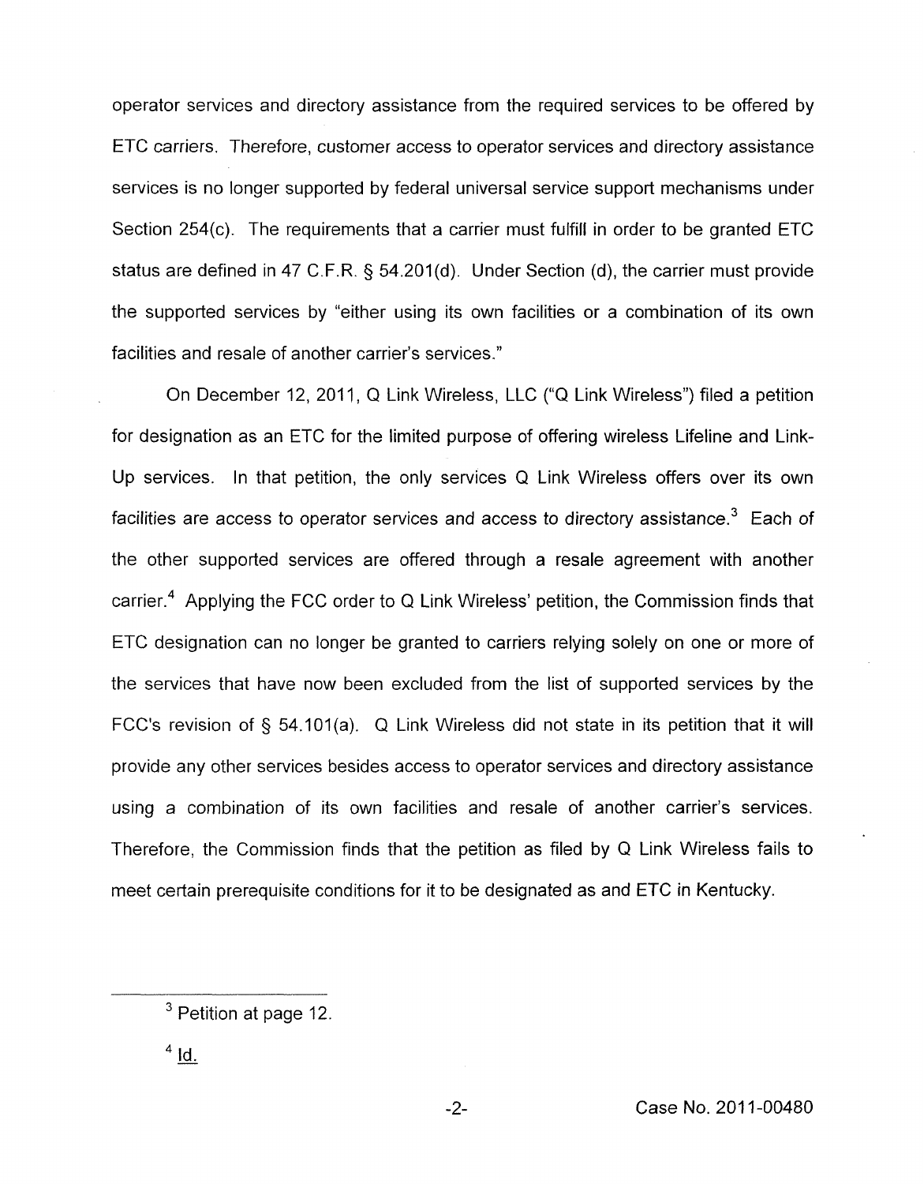operator services and directory assistance from the required services to be offered by ETC carriers. Therefore, customer access to operator services and directory assistance services is no longer supported by federal universal service support mechanisms under Section 254(c). The requirements that a carrier must fulfill in order to be granted ETC status are defined in 47 C.F.R. § 54.201(d). Under Section (d), the carrier must provide the supported services by "either using its own facilities or a combination of its own facilities and resale of another carrier's services."

On December 12, 2011, Q Link Wireless, LLC ("Q Link Wireless") filed a petition for designation as an ETC for the limited purpose of offering wireless Lifeline and Link-Up services. In that petition, the only services Q Link Wireless offers over its own facilities are access to operator services and access to directory assistance.[3] Each of the other supported services are offered through a resale agreement with another carrier.[4] Applying the FCC order to Q Link Wireless' petition, the Commission finds that ETC designation can no longer be granted to carriers relying solely on one or more of the services that have now been excluded from the list of supported services by the FCC's revision of § 54.101(a). Q Link Wireless did not state in its petition that it will provide any other services besides access to operator services and directory assistance using a combination of its own facilities and resale of another carrier's services. Therefore, the Commission finds that the petition as filed by Q Link Wireless fails to meet certain prerequisite conditions for it to be designated as and ETC in Kentucky.

---

[3] Petition at page 12.

[4] Id.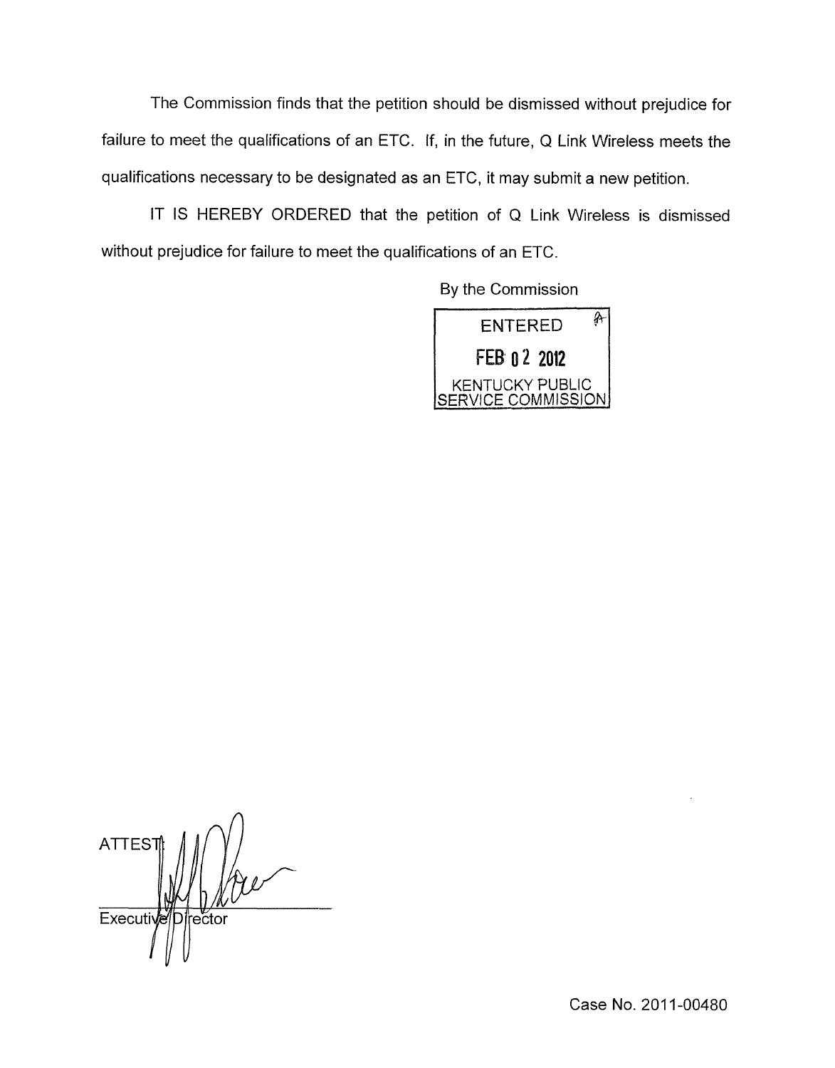The Commission finds that the petition should be dismissed without prejudice for failure to meet the qualifications of an ETC. If, in the future, Q Link Wireless meets the qualifications necessary to be designated as an ETC, it may submit a new petition.

IT IS HEREBY ORDERED that the petition of Q Link Wireless is dismissed without prejudice for failure to meet the qualifications of an ETC.

By the Commission

ENTERED

FEB 02 2012

KENTUCKY PUBLIC SERVICE COMMISSION

ATTEST:

Executive Director

Case No. 2011-00480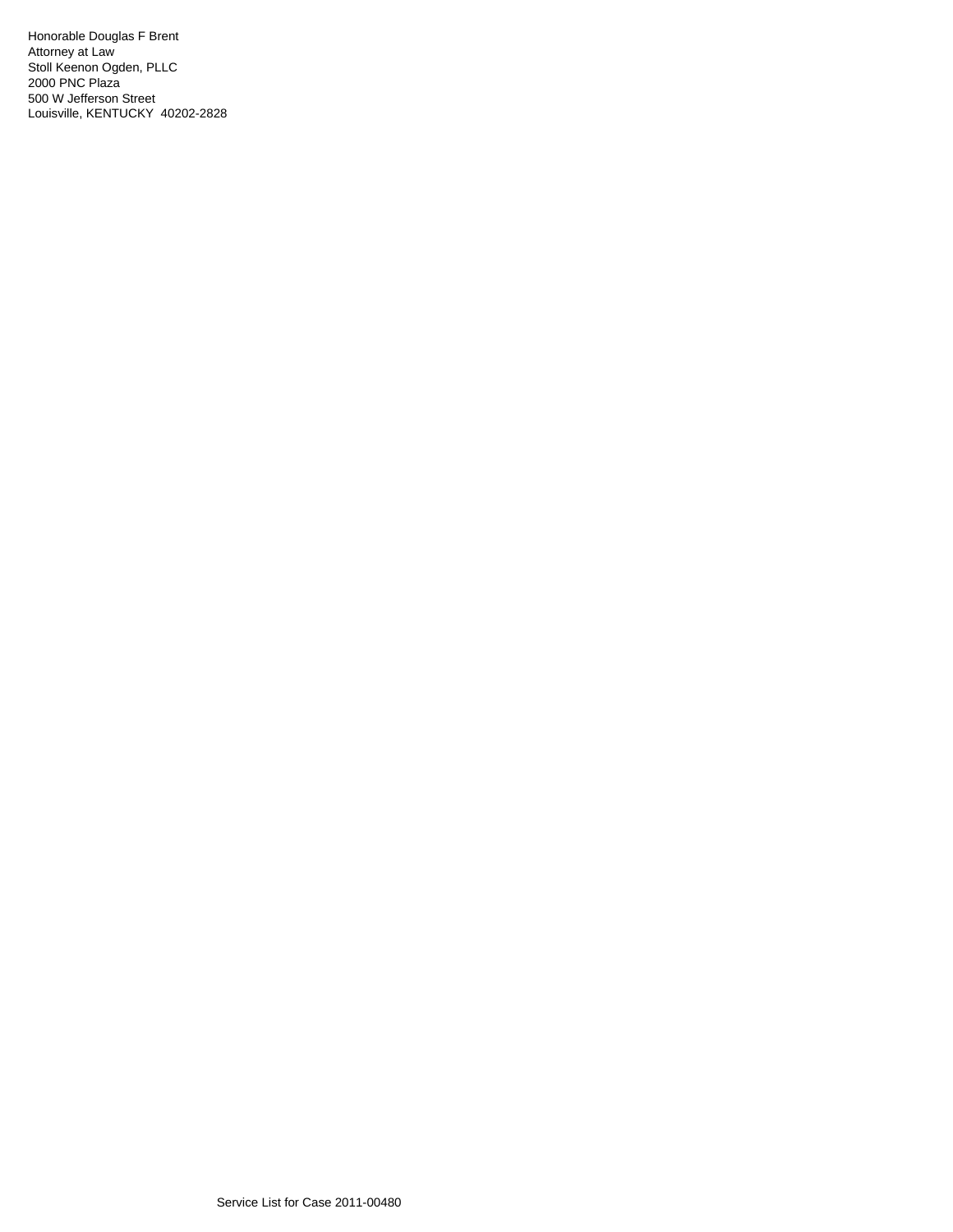Honorable Douglas F Brent
Attorney at Law
Stoll Keenon Ogden, PLLC
2000 PNC Plaza
500 W Jefferson Street
Louisville, KENTUCKY  40202-2828

Service List for Case 2011-00480